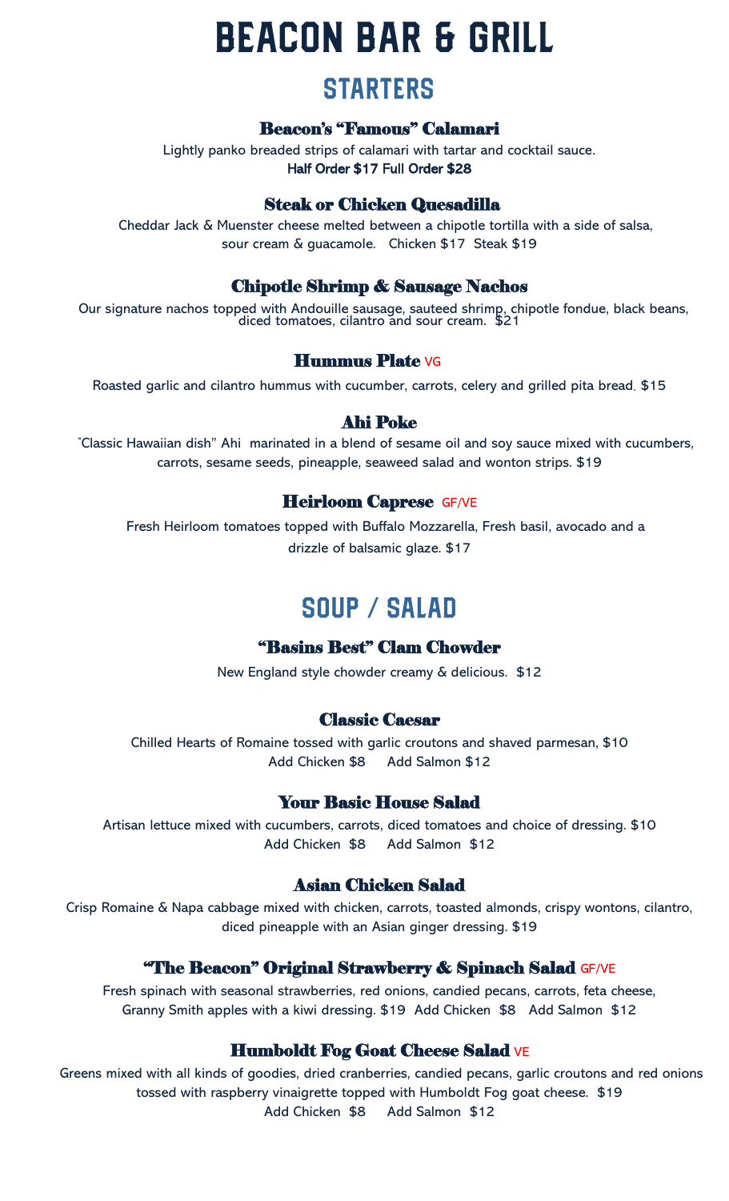# BEACON BAR & GRILL

## STARTERS

### Beacon's "Famous" Calamari

Lightly panko breaded strips of calamari with tartar and cocktail sauce.
Half Order $17 Full Order $28

### Steak or Chicken Quesadilla

Cheddar Jack & Muenster cheese melted between a chipotle tortilla with a side of salsa, sour cream & guacamole. Chicken $17 Steak $19

### Chipotle Shrimp & Sausage Nachos

Our signature nachos topped with Andouille sausage, sauteed shrimp, chipotle fondue, black beans, diced tomatoes, cilantro and sour cream. $21

### Hummus Plate VG

Roasted garlic and cilantro hummus with cucumber, carrots, celery and grilled pita bread. $15

### Ahi Poke

"Classic Hawaiian dish" Ahi marinated in a blend of sesame oil and soy sauce mixed with cucumbers, carrots, sesame seeds, pineapple, seaweed salad and wonton strips. $19

### Heirloom Caprese GF/VE

Fresh Heirloom tomatoes topped with Buffalo Mozzarella, Fresh basil, avocado and a drizzle of balsamic glaze. $17

## SOUP / SALAD

### "Basins Best" Clam Chowder

New England style chowder creamy & delicious. $12

### Classic Caesar

Chilled Hearts of Romaine tossed with garlic croutons and shaved parmesan, $10
Add Chicken $8 Add Salmon $12

### Your Basic House Salad

Artisan lettuce mixed with cucumbers, carrots, diced tomatoes and choice of dressing. $10
Add Chicken $8 Add Salmon $12

### Asian Chicken Salad

Crisp Romaine & Napa cabbage mixed with chicken, carrots, toasted almonds, crispy wontons, cilantro, diced pineapple with an Asian ginger dressing. $19

### "The Beacon" Original Strawberry & Spinach Salad GF/VE

Fresh spinach with seasonal strawberries, red onions, candied pecans, carrots, feta cheese, Granny Smith apples with a kiwi dressing. $19 Add Chicken $8 Add Salmon $12

### Humboldt Fog Goat Cheese Salad VE

Greens mixed with all kinds of goodies, dried cranberries, candied pecans, garlic croutons and red onions tossed with raspberry vinaigrette topped with Humboldt Fog goat cheese. $19
Add Chicken $8 Add Salmon $12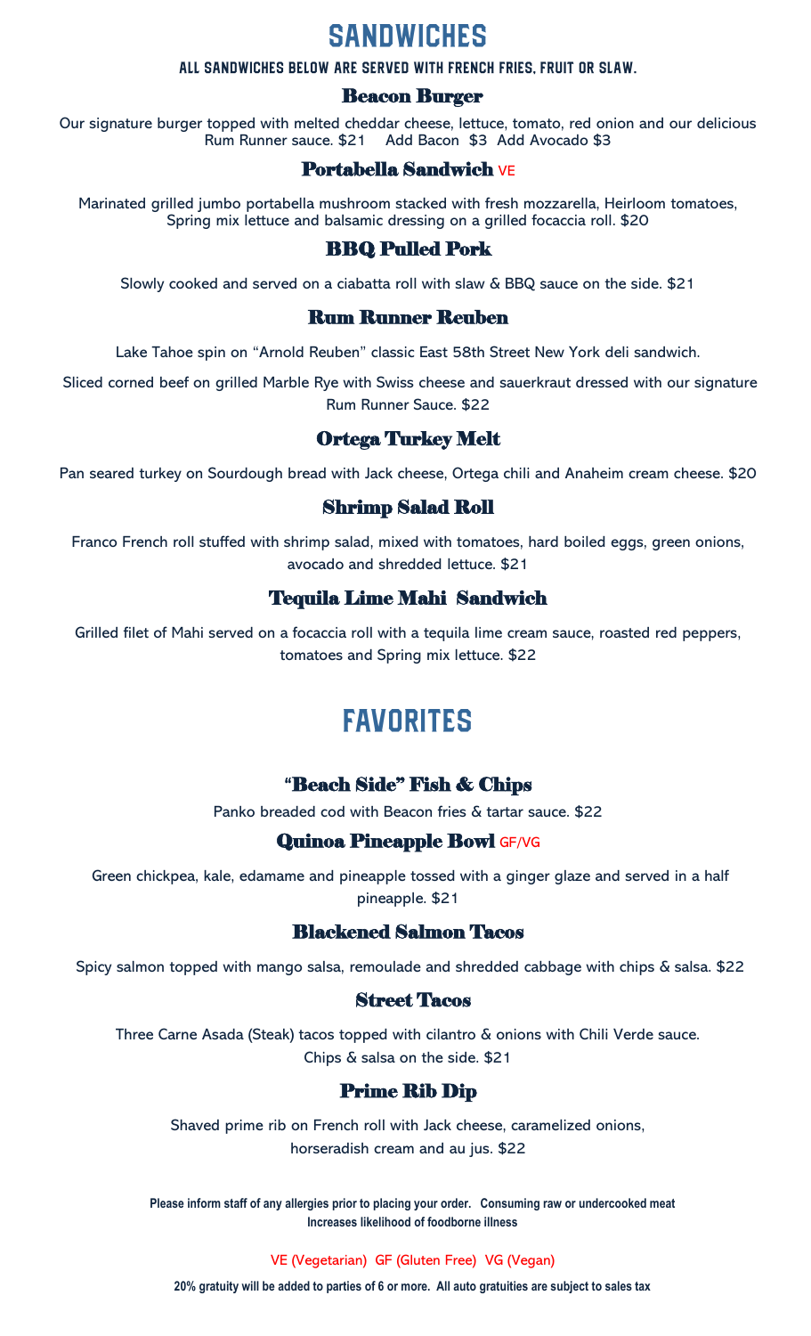# SANDWICHES

**ALL SANDWICHES BELOW ARE SERVED WITH FRENCH FRIES, FRUIT OR SLAW.**

### Beacon Burger

Our signature burger topped with melted cheddar cheese, lettuce, tomato, red onion and our delicious Rum Runner sauce. $21 Add Bacon $3 Add Avocado $3

### Portabella Sandwich VE

Marinated grilled jumbo portabella mushroom stacked with fresh mozzarella, Heirloom tomatoes, Spring mix lettuce and balsamic dressing on a grilled focaccia roll. $20

### BBQ Pulled Pork

Slowly cooked and served on a ciabatta roll with slaw & BBQ sauce on the side. $21

### Rum Runner Reuben

Lake Tahoe spin on "Arnold Reuben" classic East 58th Street New York deli sandwich.

Sliced corned beef on grilled Marble Rye with Swiss cheese and sauerkraut dressed with our signature Rum Runner Sauce. $22

### Ortega Turkey Melt

Pan seared turkey on Sourdough bread with Jack cheese, Ortega chili and Anaheim cream cheese. $20

### Shrimp Salad Roll

Franco French roll stuffed with shrimp salad, mixed with tomatoes, hard boiled eggs, green onions, avocado and shredded lettuce. $21

### Tequila Lime Mahi Sandwich

Grilled filet of Mahi served on a focaccia roll with a tequila lime cream sauce, roasted red peppers, tomatoes and Spring mix lettuce. $22

# FAVORITES

### "Beach Side" Fish & Chips

Panko breaded cod with Beacon fries & tartar sauce. $22

### Quinoa Pineapple Bowl GF/VG

Green chickpea, kale, edamame and pineapple tossed with a ginger glaze and served in a half pineapple. $21

### Blackened Salmon Tacos

Spicy salmon topped with mango salsa, remoulade and shredded cabbage with chips & salsa. $22

### Street Tacos

Three Carne Asada (Steak) tacos topped with cilantro & onions with Chili Verde sauce. Chips & salsa on the side. $21

### Prime Rib Dip

Shaved prime rib on French roll with Jack cheese, caramelized onions, horseradish cream and au jus. $22

**Please inform staff of any allergies prior to placing your order. Consuming raw or undercooked meat Increases likelihood of foodborne illness**

VE (Vegetarian) GF (Gluten Free) VG (Vegan)

**20% gratuity will be added to parties of 6 or more. All auto gratuities are subject to sales tax**